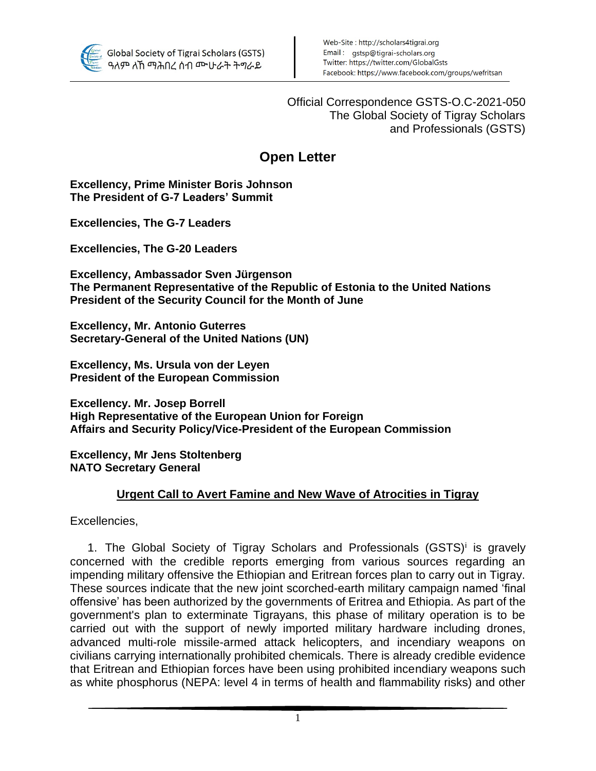Global Society of Tigrai Scholars (GSTS)
ዓለም ለኸ ማሕበረ ሰብ ሙሁራት ትግራይ

Web-Site : http://scholars4tigrai.org
Email : gstsp@tigrai-scholars.org
Twitter: https://twitter.com/GlobalGsts
Facebook: https://www.facebook.com/groups/wefritsan

Official Correspondence GSTS-O.C-2021-050
The Global Society of Tigray Scholars
and Professionals (GSTS)

# Open Letter

**Excellency, Prime Minister Boris Johnson**
**The President of G-7 Leaders' Summit**

**Excellencies, The G-7 Leaders**

**Excellencies, The G-20 Leaders**

**Excellency, Ambassador Sven Jürgenson**
**The Permanent Representative of the Republic of Estonia to the United Nations**
**President of the Security Council for the Month of June**

**Excellency, Mr. Antonio Guterres**
**Secretary-General of the United Nations (UN)**

**Excellency, Ms. Ursula von der Leyen**
**President of the European Commission**

**Excellency. Mr. Josep Borrell**
**High Representative of the European Union for Foreign Affairs and Security Policy/Vice-President of the European Commission**

**Excellency, Mr Jens Stoltenberg**
**NATO Secretary General**

## Urgent Call to Avert Famine and New Wave of Atrocities in Tigray

Excellencies,

1. The Global Society of Tigray Scholars and Professionals (GSTS)[i] is gravely concerned with the credible reports emerging from various sources regarding an impending military offensive the Ethiopian and Eritrean forces plan to carry out in Tigray. These sources indicate that the new joint scorched-earth military campaign named 'final offensive' has been authorized by the governments of Eritrea and Ethiopia. As part of the government's plan to exterminate Tigrayans, this phase of military operation is to be carried out with the support of newly imported military hardware including drones, advanced multi-role missile-armed attack helicopters, and incendiary weapons on civilians carrying internationally prohibited chemicals. There is already credible evidence that Eritrean and Ethiopian forces have been using prohibited incendiary weapons such as white phosphorus (NEPA: level 4 in terms of health and flammability risks) and other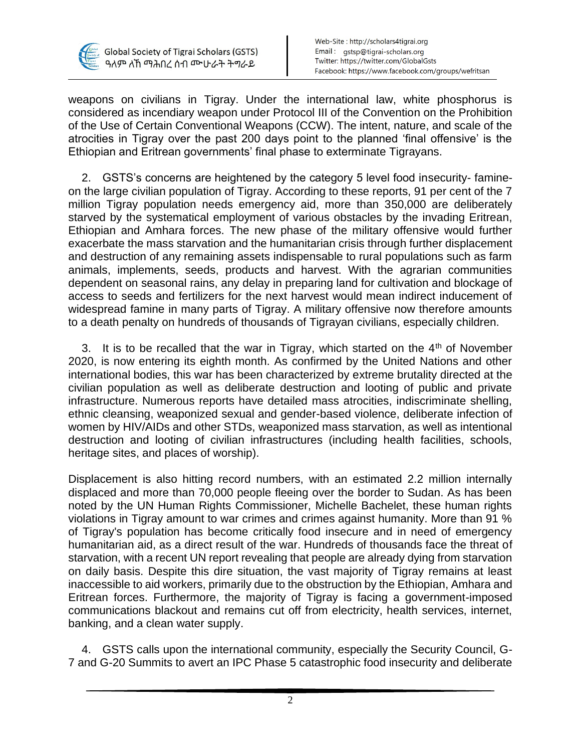weapons on civilians in Tigray. Under the international law, white phosphorus is considered as incendiary weapon under Protocol III of the Convention on the Prohibition of the Use of Certain Conventional Weapons (CCW). The intent, nature, and scale of the atrocities in Tigray over the past 200 days point to the planned 'final offensive' is the Ethiopian and Eritrean governments' final phase to exterminate Tigrayans.

2. GSTS's concerns are heightened by the category 5 level food insecurity- famine-on the large civilian population of Tigray. According to these reports, 91 per cent of the 7 million Tigray population needs emergency aid, more than 350,000 are deliberately starved by the systematical employment of various obstacles by the invading Eritrean, Ethiopian and Amhara forces. The new phase of the military offensive would further exacerbate the mass starvation and the humanitarian crisis through further displacement and destruction of any remaining assets indispensable to rural populations such as farm animals, implements, seeds, products and harvest. With the agrarian communities dependent on seasonal rains, any delay in preparing land for cultivation and blockage of access to seeds and fertilizers for the next harvest would mean indirect inducement of widespread famine in many parts of Tigray. A military offensive now therefore amounts to a death penalty on hundreds of thousands of Tigrayan civilians, especially children.

3. It is to be recalled that the war in Tigray, which started on the 4th of November 2020, is now entering its eighth month. As confirmed by the United Nations and other international bodies, this war has been characterized by extreme brutality directed at the civilian population as well as deliberate destruction and looting of public and private infrastructure. Numerous reports have detailed mass atrocities, indiscriminate shelling, ethnic cleansing, weaponized sexual and gender-based violence, deliberate infection of women by HIV/AIDs and other STDs, weaponized mass starvation, as well as intentional destruction and looting of civilian infrastructures (including health facilities, schools, heritage sites, and places of worship).

Displacement is also hitting record numbers, with an estimated 2.2 million internally displaced and more than 70,000 people fleeing over the border to Sudan. As has been noted by the UN Human Rights Commissioner, Michelle Bachelet, these human rights violations in Tigray amount to war crimes and crimes against humanity. More than 91 % of Tigray's population has become critically food insecure and in need of emergency humanitarian aid, as a direct result of the war. Hundreds of thousands face the threat of starvation, with a recent UN report revealing that people are already dying from starvation on daily basis. Despite this dire situation, the vast majority of Tigray remains at least inaccessible to aid workers, primarily due to the obstruction by the Ethiopian, Amhara and Eritrean forces. Furthermore, the majority of Tigray is facing a government-imposed communications blackout and remains cut off from electricity, health services, internet, banking, and a clean water supply.

4. GSTS calls upon the international community, especially the Security Council, G-7 and G-20 Summits to avert an IPC Phase 5 catastrophic food insecurity and deliberate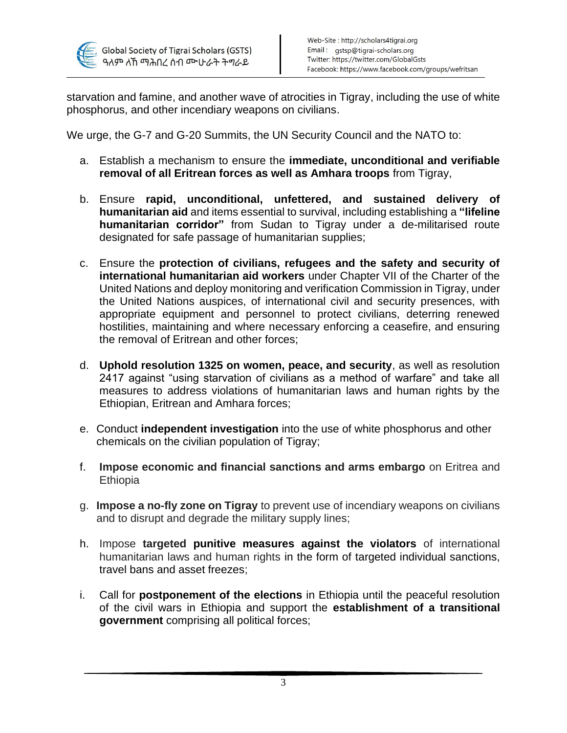starvation and famine, and another wave of atrocities in Tigray, including the use of white phosphorus, and other incendiary weapons on civilians.

We urge, the G-7 and G-20 Summits, the UN Security Council and the NATO to:

a. Establish a mechanism to ensure the **immediate, unconditional and verifiable removal of all Eritrean forces as well as Amhara troops** from Tigray,

b. Ensure **rapid, unconditional, unfettered, and sustained delivery of humanitarian aid** and items essential to survival, including establishing a **"lifeline humanitarian corridor"** from Sudan to Tigray under a de-militarised route designated for safe passage of humanitarian supplies;

c. Ensure the **protection of civilians, refugees and the safety and security of international humanitarian aid workers** under Chapter VII of the Charter of the United Nations and deploy monitoring and verification Commission in Tigray, under the United Nations auspices, of international civil and security presences, with appropriate equipment and personnel to protect civilians, deterring renewed hostilities, maintaining and where necessary enforcing a ceasefire, and ensuring the removal of Eritrean and other forces;

d. **Uphold resolution 1325 on women, peace, and security**, as well as resolution 2417 against "using starvation of civilians as a method of warfare" and take all measures to address violations of humanitarian laws and human rights by the Ethiopian, Eritrean and Amhara forces;

e. Conduct **independent investigation** into the use of white phosphorus and other chemicals on the civilian population of Tigray;

f. **Impose economic and financial sanctions and arms embargo** on Eritrea and Ethiopia

g. **Impose a no-fly zone on Tigray** to prevent use of incendiary weapons on civilians and to disrupt and degrade the military supply lines;

h. Impose **targeted punitive measures against the violators** of international humanitarian laws and human rights in the form of targeted individual sanctions, travel bans and asset freezes;

i. Call for **postponement of the elections** in Ethiopia until the peaceful resolution of the civil wars in Ethiopia and support the **establishment of a transitional government** comprising all political forces;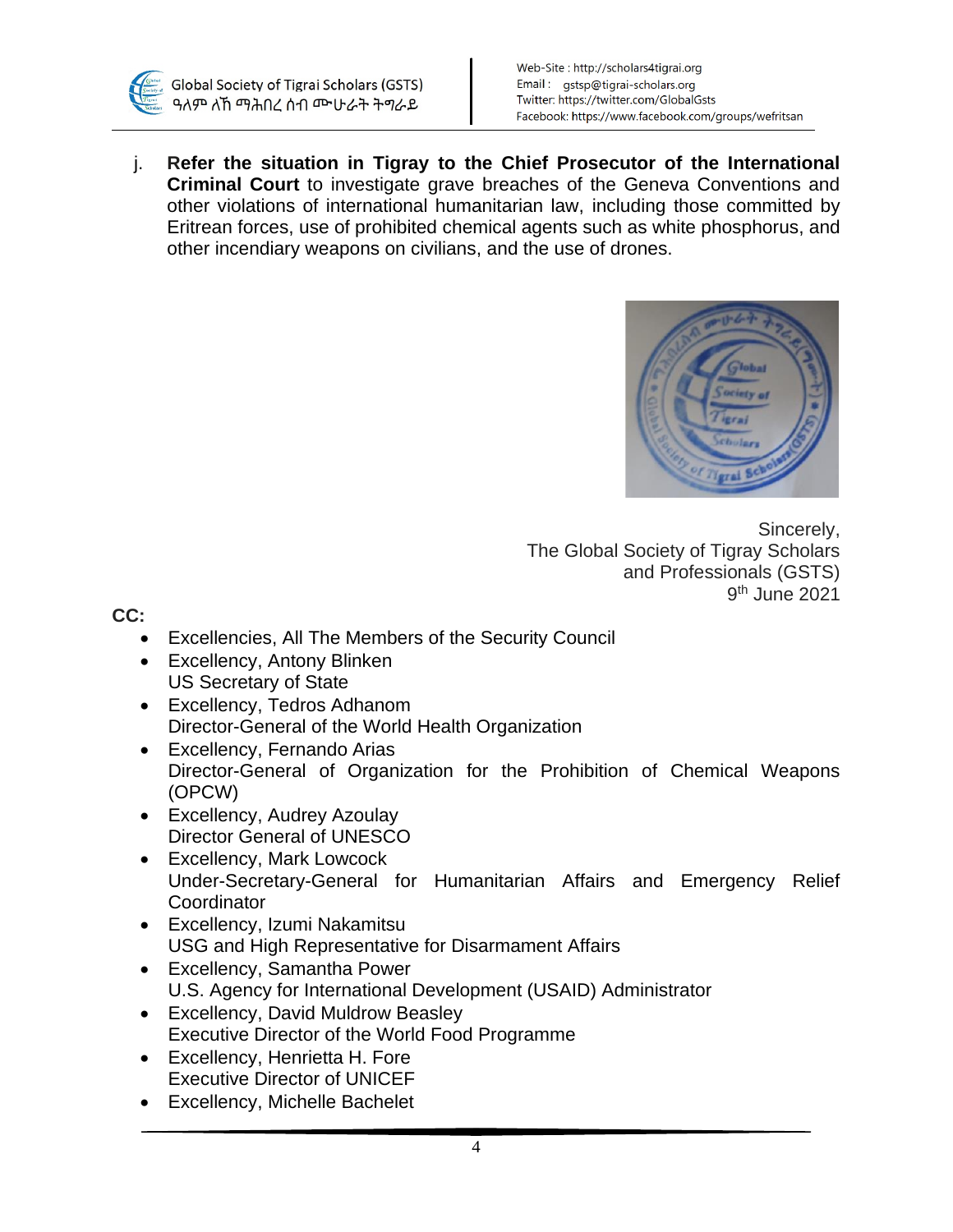j. **Refer the situation in Tigray to the Chief Prosecutor of the International Criminal Court** to investigate grave breaches of the Geneva Conventions and other violations of international humanitarian law, including those committed by Eritrean forces, use of prohibited chemical agents such as white phosphorus, and other incendiary weapons on civilians, and the use of drones.

Sincerely,
The Global Society of Tigray Scholars and Professionals (GSTS)
9th June 2021

**CC:**

- Excellencies, All The Members of the Security Council
- Excellency, Antony Blinken
  US Secretary of State
- Excellency, Tedros Adhanom
  Director-General of the World Health Organization
- Excellency, Fernando Arias
  Director-General of Organization for the Prohibition of Chemical Weapons (OPCW)
- Excellency, Audrey Azoulay
  Director General of UNESCO
- Excellency, Mark Lowcock
  Under-Secretary-General for Humanitarian Affairs and Emergency Relief Coordinator
- Excellency, Izumi Nakamitsu
  USG and High Representative for Disarmament Affairs
- Excellency, Samantha Power
  U.S. Agency for International Development (USAID) Administrator
- Excellency, David Muldrow Beasley
  Executive Director of the World Food Programme
- Excellency, Henrietta H. Fore
  Executive Director of UNICEF
- Excellency, Michelle Bachelet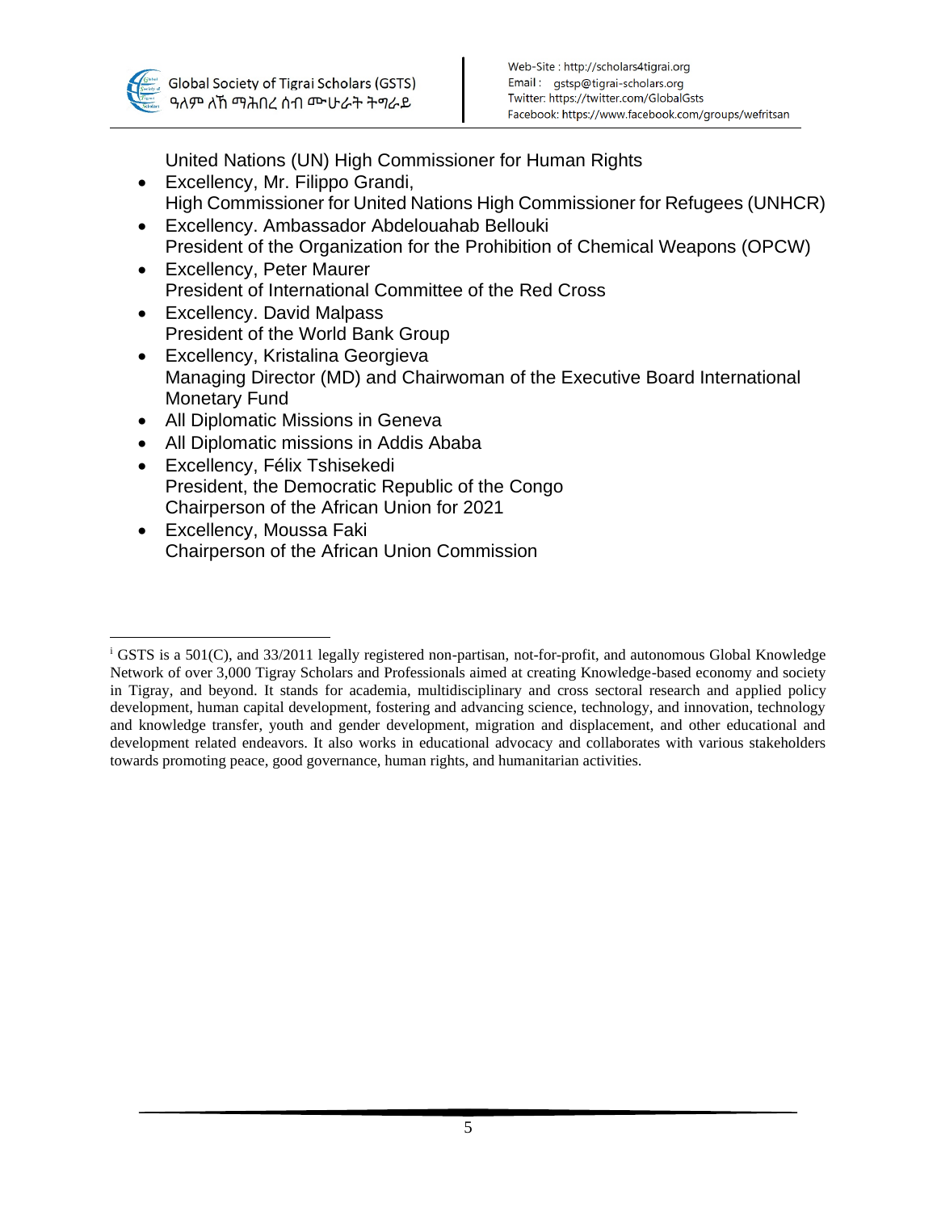United Nations (UN) High Commissioner for Human Rights

- Excellency, Mr. Filippo Grandi,
  High Commissioner for United Nations High Commissioner for Refugees (UNHCR)
- Excellency. Ambassador Abdelouahab Bellouki
  President of the Organization for the Prohibition of Chemical Weapons (OPCW)
- Excellency, Peter Maurer
  President of International Committee of the Red Cross
- Excellency. David Malpass
  President of the World Bank Group
- Excellency, Kristalina Georgieva
  Managing Director (MD) and Chairwoman of the Executive Board International Monetary Fund
- All Diplomatic Missions in Geneva
- All Diplomatic missions in Addis Ababa
- Excellency, Félix Tshisekedi
  President, the Democratic Republic of the Congo
  Chairperson of the African Union for 2021
- Excellency, Moussa Faki
  Chairperson of the African Union Commission

---

[i] GSTS is a 501(C), and 33/2011 legally registered non-partisan, not-for-profit, and autonomous Global Knowledge Network of over 3,000 Tigray Scholars and Professionals aimed at creating Knowledge-based economy and society in Tigray, and beyond. It stands for academia, multidisciplinary and cross sectoral research and applied policy development, human capital development, fostering and advancing science, technology, and innovation, technology and knowledge transfer, youth and gender development, migration and displacement, and other educational and development related endeavors. It also works in educational advocacy and collaborates with various stakeholders towards promoting peace, good governance, human rights, and humanitarian activities.